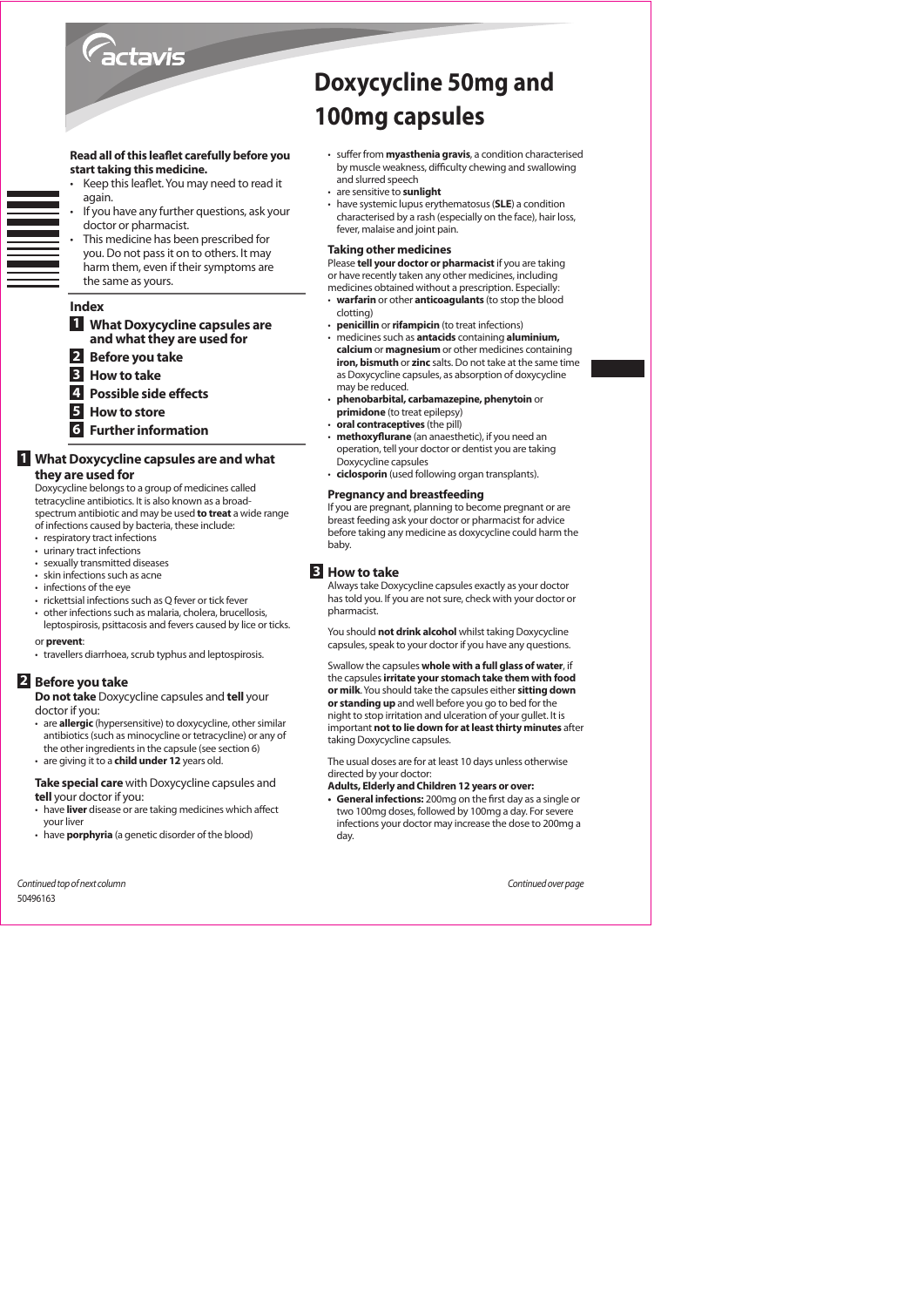actavis

# Doxycycline 50mg and 100mg capsules

**Read all of this leaflet carefully before you start taking this medicine.**

- Keep this leaflet. You may need to read it again.
- If you have any further questions, ask your doctor or pharmacist.
- This medicine has been prescribed for you. Do not pass it on to others. It may harm them, even if their symptoms are the same as yours.

**Index**

1. What Doxycycline capsules are and what they are used for
2. Before you take
3. How to take
4. Possible side effects
5. How to store
6. Further information

## 1 What Doxycycline capsules are and what they are used for

Doxycycline belongs to a group of medicines called tetracycline antibiotics. It is also known as a broad-spectrum antibiotic and may be used **to treat** a wide range of infections caused by bacteria, these include:

- respiratory tract infections
- urinary tract infections
- sexually transmitted diseases
- skin infections such as acne
- infections of the eye
- rickettsial infections such as Q fever or tick fever
- other infections such as malaria, cholera, brucellosis, leptospirosis, psittacosis and fevers caused by lice or ticks.

or **prevent**:

- travellers diarrhoea, scrub typhus and leptospirosis.

## 2 Before you take

**Do not take** Doxycycline capsules and **tell** your doctor if you:

- are **allergic** (hypersensitive) to doxycycline, other similar antibiotics (such as minocycline or tetracycline) or any of the other ingredients in the capsule (see section 6)
- are giving it to a **child under 12** years old.

**Take special care** with Doxycycline capsules and **tell** your doctor if you:

- have **liver** disease or are taking medicines which affect your liver
- have **porphyria** (a genetic disorder of the blood)
- suffer from **myasthenia gravis**, a condition characterised by muscle weakness, difficulty chewing and swallowing and slurred speech
- are sensitive to **sunlight**
- have systemic lupus erythematosus (**SLE**) a condition characterised by a rash (especially on the face), hair loss, fever, malaise and joint pain.

### Taking other medicines

Please **tell your doctor or pharmacist** if you are taking or have recently taken any other medicines, including medicines obtained without a prescription. Especially:

- **warfarin** or other **anticoagulants** (to stop the blood clotting)
- **penicillin** or **rifampicin** (to treat infections)
- medicines such as **antacids** containing **aluminium, calcium** or **magnesium** or other medicines containing **iron, bismuth** or **zinc** salts. Do not take at the same time as Doxycycline capsules, as absorption of doxycycline may be reduced.
- **phenobarbital, carbamazepine, phenytoin** or **primidone** (to treat epilepsy)
- **oral contraceptives** (the pill)
- **methoxyflurane** (an anaesthetic), if you need an operation, tell your doctor or dentist you are taking Doxycycline capsules
- **ciclosporin** (used following organ transplants).

### Pregnancy and breastfeeding

If you are pregnant, planning to become pregnant or are breast feeding ask your doctor or pharmacist for advice before taking any medicine as doxycycline could harm the baby.

## 3 How to take

Always take Doxycycline capsules exactly as your doctor has told you. If you are not sure, check with your doctor or pharmacist.

You should **not drink alcohol** whilst taking Doxycycline capsules, speak to your doctor if you have any questions.

Swallow the capsules **whole with a full glass of water**, if the capsules **irritate your stomach take them with food or milk**. You should take the capsules either **sitting down or standing up** and well before you go to bed for the night to stop irritation and ulceration of your gullet. It is important **not to lie down for at least thirty minutes** after taking Doxycycline capsules.

The usual doses are for at least 10 days unless otherwise directed by your doctor:

**Adults, Elderly and Children 12 years or over:**

- **General infections:** 200mg on the first day as a single or two 100mg doses, followed by 100mg a day. For severe infections your doctor may increase the dose to 200mg a day.

*Continued top of next column*

*Continued over page*

50496163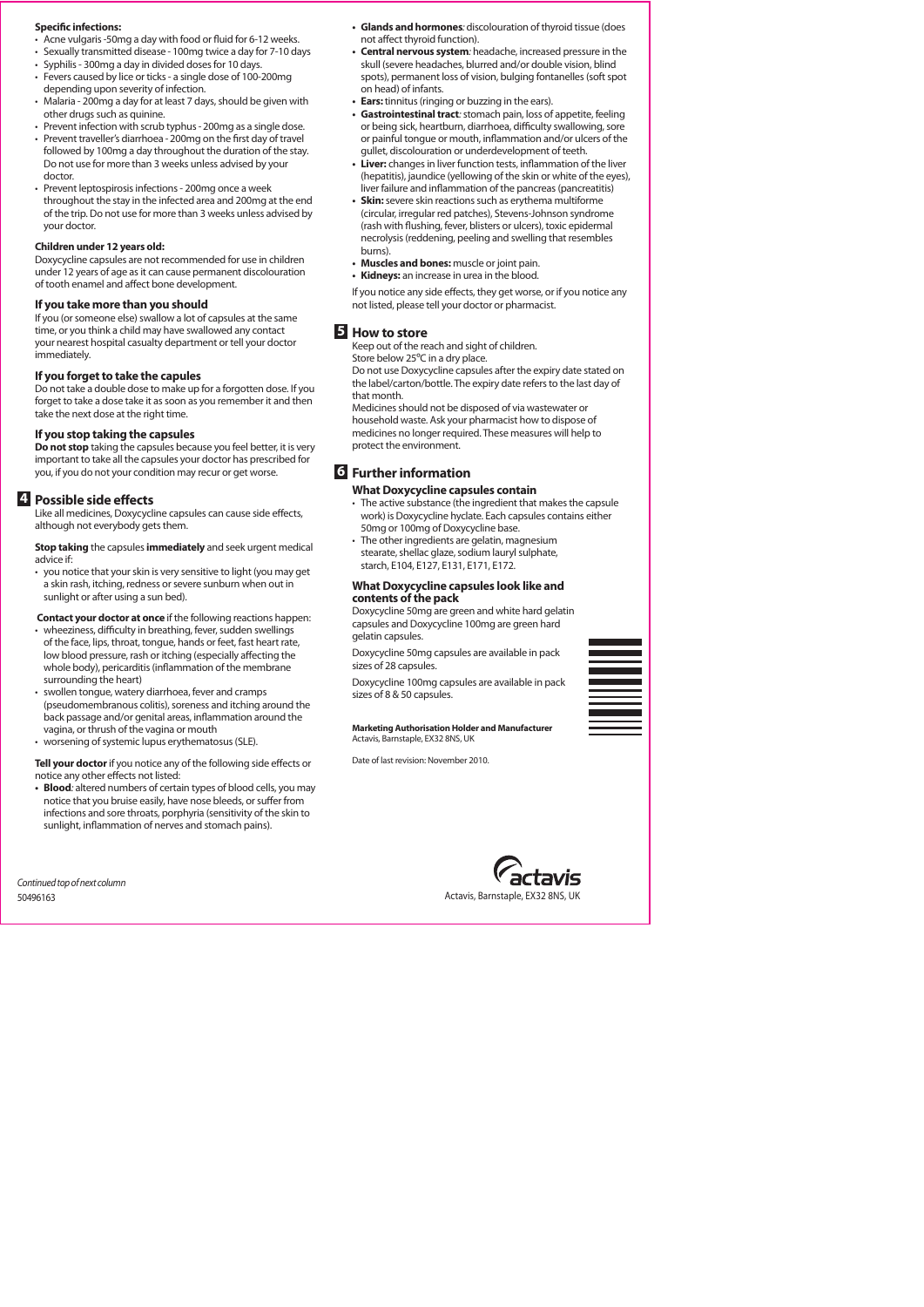**Specific infections:**

- Acne vulgaris -50mg a day with food or fluid for 6-12 weeks.
- Sexually transmitted disease - 100mg twice a day for 7-10 days
- Syphilis - 300mg a day in divided doses for 10 days.
- Fevers caused by lice or ticks - a single dose of 100-200mg depending upon severity of infection.
- Malaria - 200mg a day for at least 7 days, should be given with other drugs such as quinine.
- Prevent infection with scrub typhus - 200mg as a single dose.
- Prevent traveller's diarrhoea - 200mg on the first day of travel followed by 100mg a day throughout the duration of the stay. Do not use for more than 3 weeks unless advised by your doctor.
- Prevent leptospirosis infections - 200mg once a week throughout the stay in the infected area and 200mg at the end of the trip. Do not use for more than 3 weeks unless advised by your doctor.

**Children under 12 years old:**

Doxycycline capsules are not recommended for use in children under 12 years of age as it can cause permanent discolouration of tooth enamel and affect bone development.

### If you take more than you should

If you (or someone else) swallow a lot of capsules at the same time, or you think a child may have swallowed any contact your nearest hospital casualty department or tell your doctor immediately.

### If you forget to take the capules

Do not take a double dose to make up for a forgotten dose. If you forget to take a dose take it as soon as you remember it and then take the next dose at the right time.

### If you stop taking the capsules

**Do not stop** taking the capsules because you feel better, it is very important to take all the capsules your doctor has prescribed for you, if you do not your condition may recur or get worse.

## 4 Possible side effects

Like all medicines, Doxycycline capsules can cause side effects, although not everybody gets them.

**Stop taking** the capsules **immediately** and seek urgent medical advice if:

- you notice that your skin is very sensitive to light (you may get a skin rash, itching, redness or severe sunburn when out in sunlight or after using a sun bed).

**Contact your doctor at once** if the following reactions happen:

- wheeziness, difficulty in breathing, fever, sudden swellings of the face, lips, throat, tongue, hands or feet, fast heart rate, low blood pressure, rash or itching (especially affecting the whole body), pericarditis (inflammation of the membrane surrounding the heart)
- swollen tongue, watery diarrhoea, fever and cramps (pseudomembranous colitis), soreness and itching around the back passage and/or genital areas, inflammation around the vagina, or thrush of the vagina or mouth
- worsening of systemic lupus erythematosus (SLE).

**Tell your doctor** if you notice any of the following side effects or notice any other effects not listed:

- **Blood**: altered numbers of certain types of blood cells, you may notice that you bruise easily, have nose bleeds, or suffer from infections and sore throats, porphyria (sensitivity of the skin to sunlight, inflammation of nerves and stomach pains).
- **Glands and hormones**: discolouration of thyroid tissue (does not affect thyroid function).
- **Central nervous system**: headache, increased pressure in the skull (severe headaches, blurred and/or double vision, blind spots), permanent loss of vision, bulging fontanelles (soft spot on head) of infants.
- **Ears:** tinnitus (ringing or buzzing in the ears).
- **Gastrointestinal tract**: stomach pain, loss of appetite, feeling or being sick, heartburn, diarrhoea, difficulty swallowing, sore or painful tongue or mouth, inflammation and/or ulcers of the gullet, discolouration or underdevelopment of teeth.
- **Liver:** changes in liver function tests, inflammation of the liver (hepatitis), jaundice (yellowing of the skin or white of the eyes), liver failure and inflammation of the pancreas (pancreatitis)
- **Skin:** severe skin reactions such as erythema multiforme (circular, irregular red patches), Stevens-Johnson syndrome (rash with flushing, fever, blisters or ulcers), toxic epidermal necrolysis (reddening, peeling and swelling that resembles burns).
- **Muscles and bones:** muscle or joint pain.
- **Kidneys:** an increase in urea in the blood.

If you notice any side effects, they get worse, or if you notice any not listed, please tell your doctor or pharmacist.

## 5 How to store

Keep out of the reach and sight of children.
Store below 25°C in a dry place.
Do not use Doxycycline capsules after the expiry date stated on the label/carton/bottle. The expiry date refers to the last day of that month.
Medicines should not be disposed of via wastewater or household waste. Ask your pharmacist how to dispose of medicines no longer required. These measures will help to protect the environment.

## 6 Further information

### What Doxycycline capsules contain

- The active substance (the ingredient that makes the capsule work) is Doxycycline hyclate. Each capsules contains either 50mg or 100mg of Doxycycline base.
- The other ingredients are gelatin, magnesium stearate, shellac glaze, sodium lauryl sulphate, starch, E104, E127, E131, E171, E172.

### What Doxycycline capsules look like and contents of the pack

Doxycycline 50mg are green and white hard gelatin capsules and Doxycycline 100mg are green hard gelatin capsules.

Doxycycline 50mg capsules are available in pack sizes of 28 capsules.

Doxycycline 100mg capsules are available in pack sizes of 8 & 50 capsules.

**Marketing Authorisation Holder and Manufacturer**
Actavis, Barnstaple, EX32 8NS, UK

Date of last revision: November 2010.

actavis
Actavis, Barnstaple, EX32 8NS, UK

*Continued top of next column*
50496163